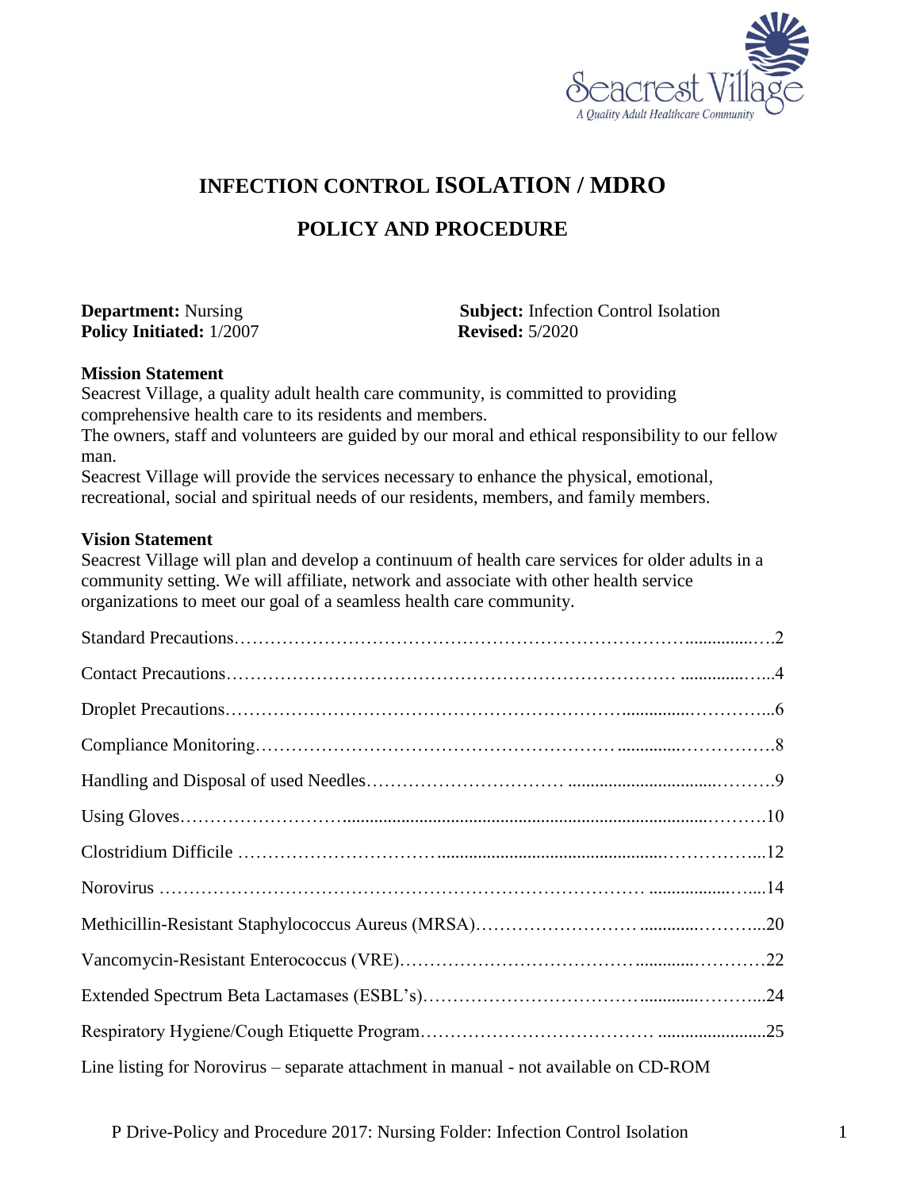# INFECTION CONTROL ISOLATION / MDRO

## POLICY AND PROCEDURE

**Department:** Nursing
**Policy Initiated:** 1/2007

**Subject:** Infection Control Isolation
**Revised:** 5/2020

**Mission Statement**

Seacrest Village, a quality adult health care community, is committed to providing comprehensive health care to its residents and members.

The owners, staff and volunteers are guided by our moral and ethical responsibility to our fellow man.

Seacrest Village will provide the services necessary to enhance the physical, emotional, recreational, social and spiritual needs of our residents, members, and family members.

**Vision Statement**

Seacrest Village will plan and develop a continuum of health care services for older adults in a community setting. We will affiliate, network and associate with other health service organizations to meet our goal of a seamless health care community.

| Section | Page |
|---|---|
| Standard Precautions | 2 |
| Contact Precautions | 4 |
| Droplet Precautions | 6 |
| Compliance Monitoring | 8 |
| Handling and Disposal of used Needles | 9 |
| Using Gloves | 10 |
| Clostridium Difficile | 12 |
| Norovirus | 14 |
| Methicillin-Resistant Staphylococcus Aureus (MRSA) | 20 |
| Vancomycin-Resistant Enterococcus (VRE) | 22 |
| Extended Spectrum Beta Lactamases (ESBL's) | 24 |
| Respiratory Hygiene/Cough Etiquette Program | 25 |

Line listing for Norovirus – separate attachment in manual - not available on CD-ROM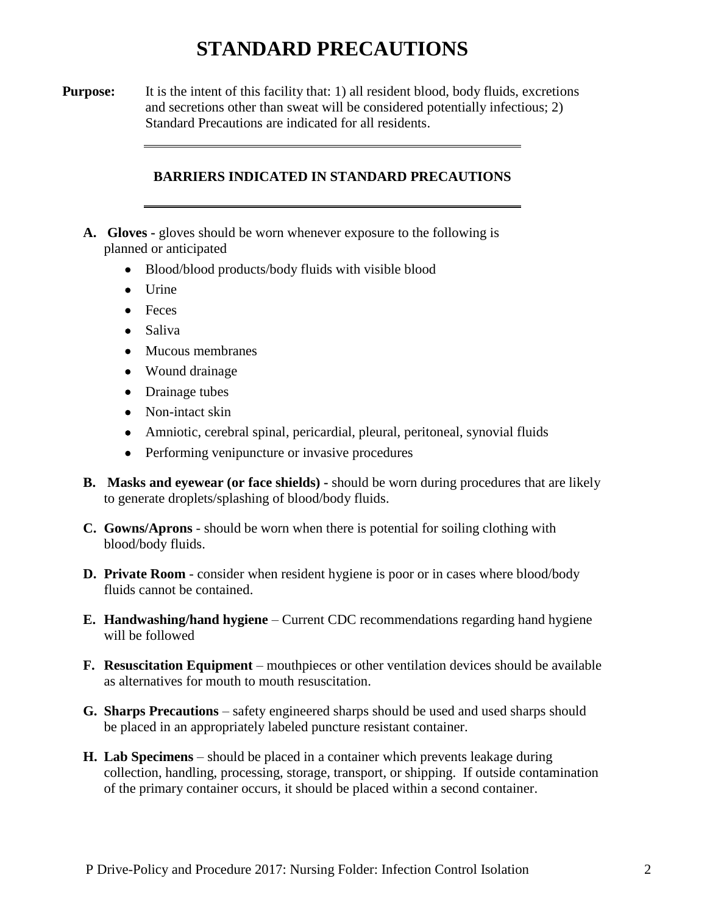# STANDARD PRECAUTIONS

**Purpose:** It is the intent of this facility that: 1) all resident blood, body fluids, excretions and secretions other than sweat will be considered potentially infectious; 2) Standard Precautions are indicated for all residents.

## BARRIERS INDICATED IN STANDARD PRECAUTIONS

**A. Gloves -** gloves should be worn whenever exposure to the following is planned or anticipated

- Blood/blood products/body fluids with visible blood
- Urine
- Feces
- Saliva
- Mucous membranes
- Wound drainage
- Drainage tubes
- Non-intact skin
- Amniotic, cerebral spinal, pericardial, pleural, peritoneal, synovial fluids
- Performing venipuncture or invasive procedures

**B. Masks and eyewear (or face shields) -** should be worn during procedures that are likely to generate droplets/splashing of blood/body fluids.

**C. Gowns/Aprons** - should be worn when there is potential for soiling clothing with blood/body fluids.

**D. Private Room** - consider when resident hygiene is poor or in cases where blood/body fluids cannot be contained.

**E. Handwashing/hand hygiene** – Current CDC recommendations regarding hand hygiene will be followed

**F. Resuscitation Equipment** – mouthpieces or other ventilation devices should be available as alternatives for mouth to mouth resuscitation.

**G. Sharps Precautions** – safety engineered sharps should be used and used sharps should be placed in an appropriately labeled puncture resistant container.

**H. Lab Specimens** – should be placed in a container which prevents leakage during collection, handling, processing, storage, transport, or shipping. If outside contamination of the primary container occurs, it should be placed within a second container.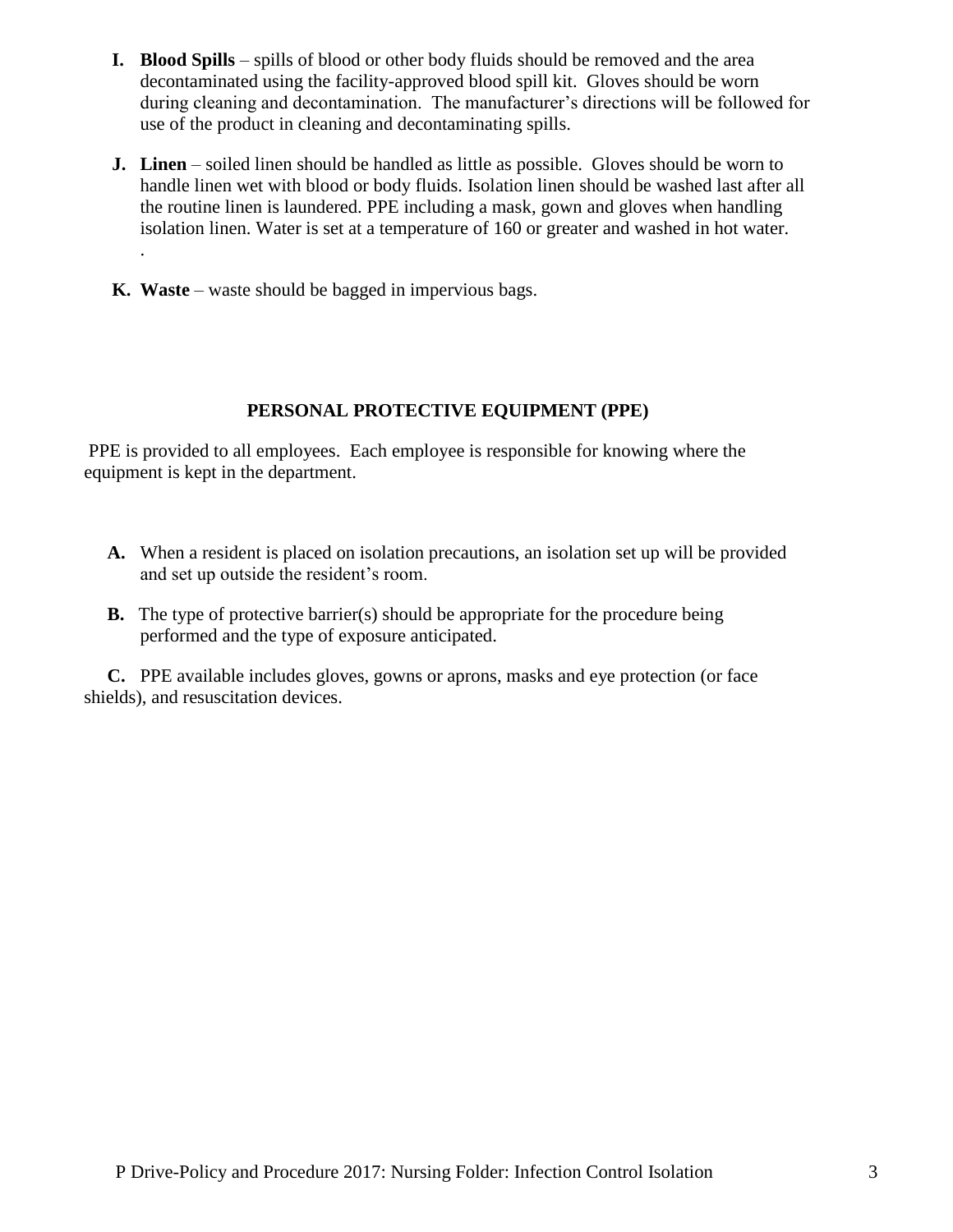I. **Blood Spills** – spills of blood or other body fluids should be removed and the area decontaminated using the facility-approved blood spill kit. Gloves should be worn during cleaning and decontamination. The manufacturer's directions will be followed for use of the product in cleaning and decontaminating spills.

J. **Linen** – soiled linen should be handled as little as possible. Gloves should be worn to handle linen wet with blood or body fluids. Isolation linen should be washed last after all the routine linen is laundered. PPE including a mask, gown and gloves when handling isolation linen. Water is set at a temperature of 160 or greater and washed in hot water.
.

K. **Waste** – waste should be bagged in impervious bags.

## PERSONAL PROTECTIVE EQUIPMENT (PPE)

PPE is provided to all employees. Each employee is responsible for knowing where the equipment is kept in the department.

**A.** When a resident is placed on isolation precautions, an isolation set up will be provided and set up outside the resident's room.

**B.** The type of protective barrier(s) should be appropriate for the procedure being performed and the type of exposure anticipated.

**C.** PPE available includes gloves, gowns or aprons, masks and eye protection (or face shields), and resuscitation devices.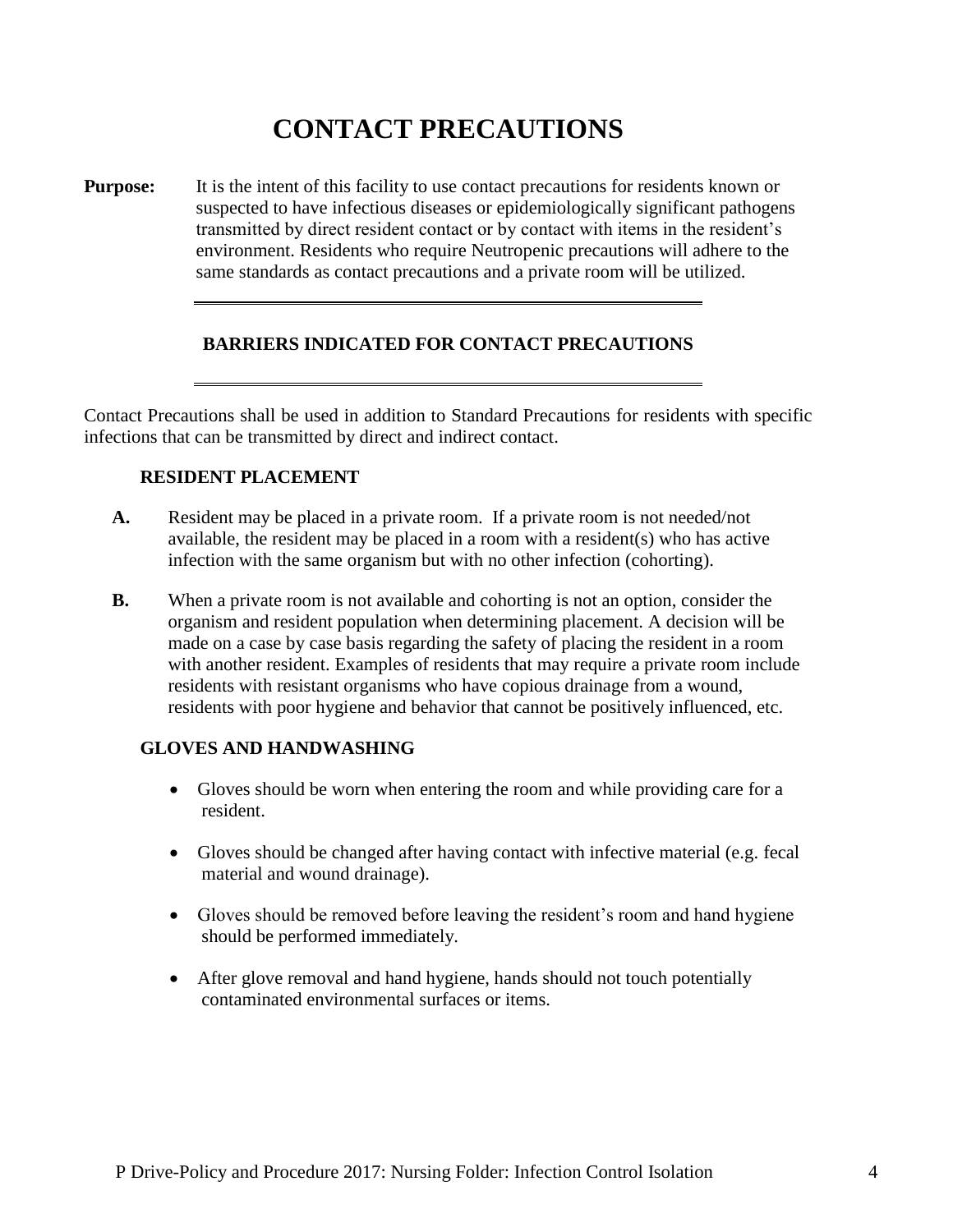# CONTACT PRECAUTIONS

**Purpose:** It is the intent of this facility to use contact precautions for residents known or suspected to have infectious diseases or epidemiologically significant pathogens transmitted by direct resident contact or by contact with items in the resident's environment. Residents who require Neutropenic precautions will adhere to the same standards as contact precautions and a private room will be utilized.

---

## BARRIERS INDICATED FOR CONTACT PRECAUTIONS

---

Contact Precautions shall be used in addition to Standard Precautions for residents with specific infections that can be transmitted by direct and indirect contact.

### RESIDENT PLACEMENT

**A.** Resident may be placed in a private room. If a private room is not needed/not available, the resident may be placed in a room with a resident(s) who has active infection with the same organism but with no other infection (cohorting).

**B.** When a private room is not available and cohorting is not an option, consider the organism and resident population when determining placement. A decision will be made on a case by case basis regarding the safety of placing the resident in a room with another resident. Examples of residents that may require a private room include residents with resistant organisms who have copious drainage from a wound, residents with poor hygiene and behavior that cannot be positively influenced, etc.

### GLOVES AND HANDWASHING

- Gloves should be worn when entering the room and while providing care for a resident.
- Gloves should be changed after having contact with infective material (e.g. fecal material and wound drainage).
- Gloves should be removed before leaving the resident's room and hand hygiene should be performed immediately.
- After glove removal and hand hygiene, hands should not touch potentially contaminated environmental surfaces or items.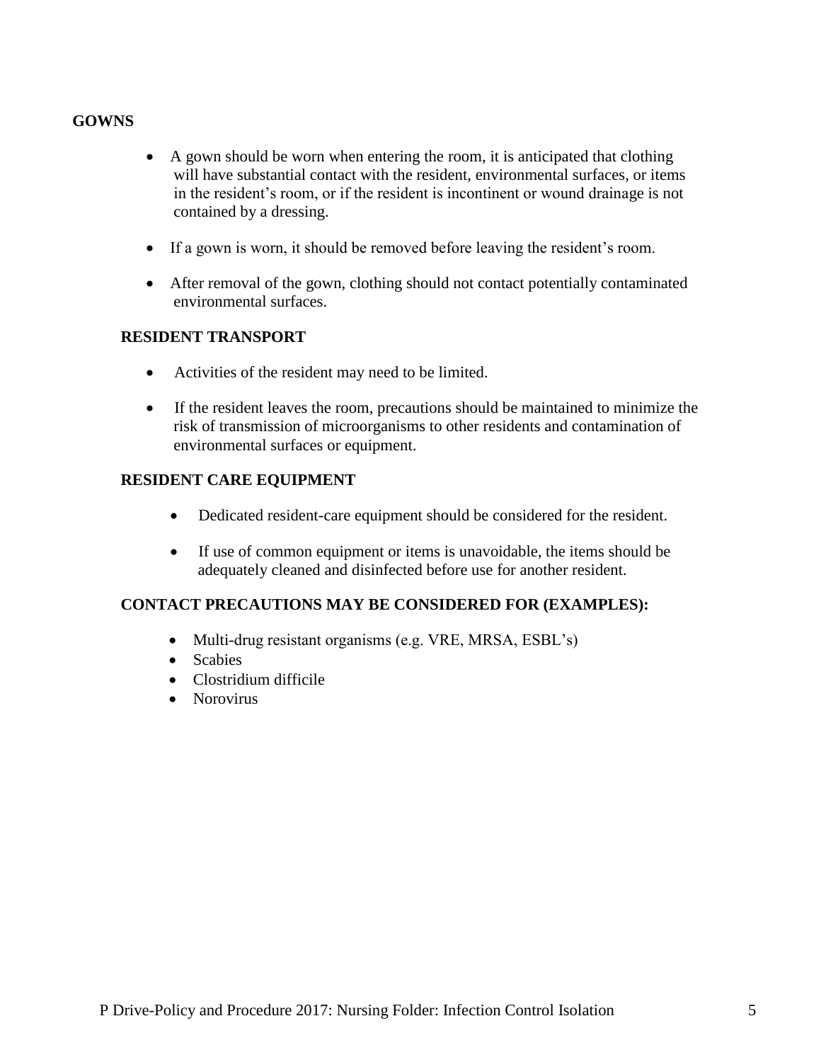**GOWNS**

- A gown should be worn when entering the room, it is anticipated that clothing will have substantial contact with the resident, environmental surfaces, or items in the resident's room, or if the resident is incontinent or wound drainage is not contained by a dressing.

- If a gown is worn, it should be removed before leaving the resident's room.

- After removal of the gown, clothing should not contact potentially contaminated environmental surfaces.

**RESIDENT TRANSPORT**

- Activities of the resident may need to be limited.

- If the resident leaves the room, precautions should be maintained to minimize the risk of transmission of microorganisms to other residents and contamination of environmental surfaces or equipment.

**RESIDENT CARE EQUIPMENT**

- Dedicated resident-care equipment should be considered for the resident.

- If use of common equipment or items is unavoidable, the items should be adequately cleaned and disinfected before use for another resident.

**CONTACT PRECAUTIONS MAY BE CONSIDERED FOR (EXAMPLES):**

- Multi-drug resistant organisms (e.g. VRE, MRSA, ESBL's)
- Scabies
- Clostridium difficile
- Norovirus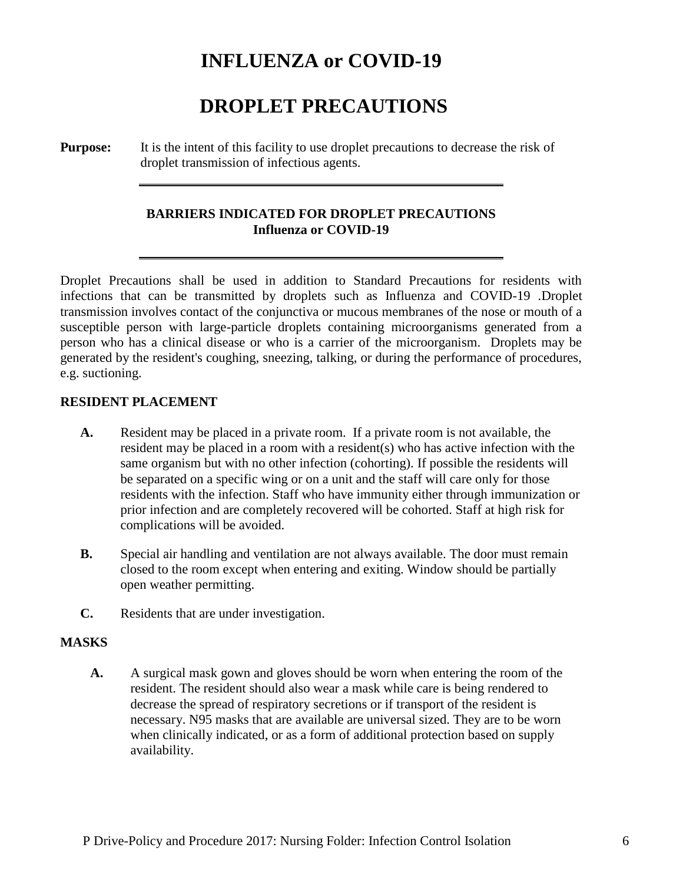# INFLUENZA or COVID-19

# DROPLET PRECAUTIONS

**Purpose:** It is the intent of this facility to use droplet precautions to decrease the risk of droplet transmission of infectious agents.

---

**BARRIERS INDICATED FOR DROPLET PRECAUTIONS**
**Influenza or COVID-19**

---

Droplet Precautions shall be used in addition to Standard Precautions for residents with infections that can be transmitted by droplets such as Influenza and COVID-19 .Droplet transmission involves contact of the conjunctiva or mucous membranes of the nose or mouth of a susceptible person with large-particle droplets containing microorganisms generated from a person who has a clinical disease or who is a carrier of the microorganism. Droplets may be generated by the resident's coughing, sneezing, talking, or during the performance of procedures, e.g. suctioning.

**RESIDENT PLACEMENT**

**A.** Resident may be placed in a private room. If a private room is not available, the resident may be placed in a room with a resident(s) who has active infection with the same organism but with no other infection (cohorting). If possible the residents will be separated on a specific wing or on a unit and the staff will care only for those residents with the infection. Staff who have immunity either through immunization or prior infection and are completely recovered will be cohorted. Staff at high risk for complications will be avoided.

**B.** Special air handling and ventilation are not always available. The door must remain closed to the room except when entering and exiting. Window should be partially open weather permitting.

**C.** Residents that are under investigation.

**MASKS**

**A.** A surgical mask gown and gloves should be worn when entering the room of the resident. The resident should also wear a mask while care is being rendered to decrease the spread of respiratory secretions or if transport of the resident is necessary. N95 masks that are available are universal sized. They are to be worn when clinically indicated, or as a form of additional protection based on supply availability.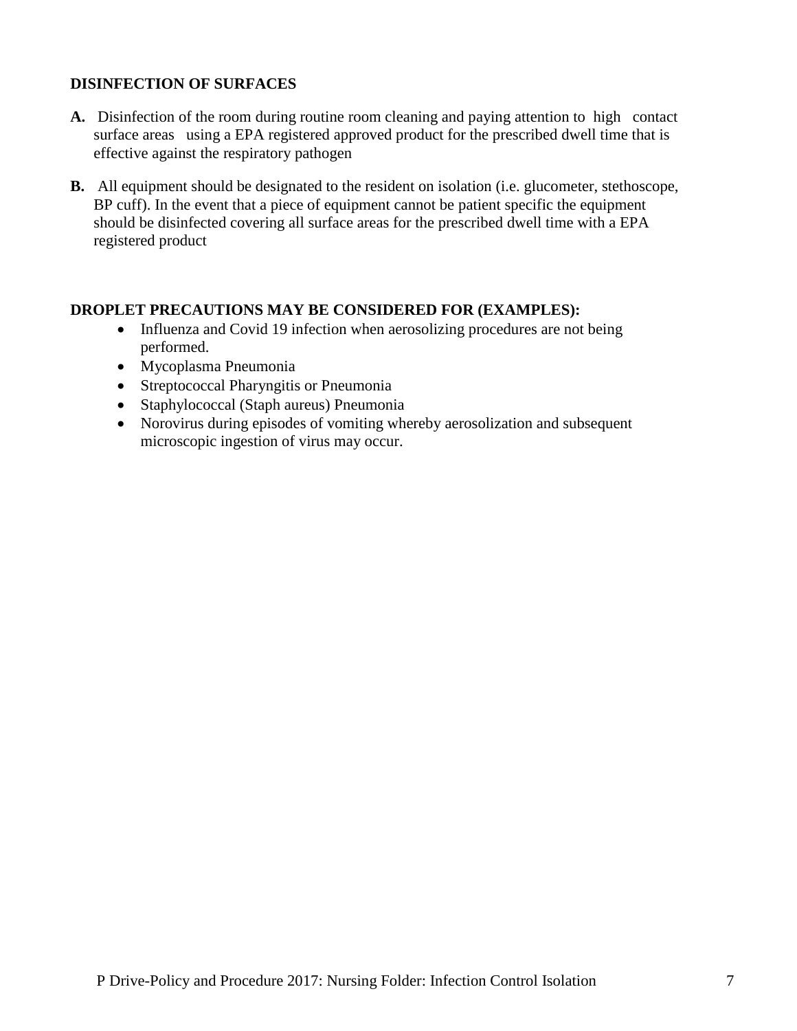**DISINFECTION OF SURFACES**

**A.** Disinfection of the room during routine room cleaning and paying attention to high contact surface areas using a EPA registered approved product for the prescribed dwell time that is effective against the respiratory pathogen

**B.** All equipment should be designated to the resident on isolation (i.e. glucometer, stethoscope, BP cuff). In the event that a piece of equipment cannot be patient specific the equipment should be disinfected covering all surface areas for the prescribed dwell time with a EPA registered product

**DROPLET PRECAUTIONS MAY BE CONSIDERED FOR (EXAMPLES):**

- Influenza and Covid 19 infection when aerosolizing procedures are not being performed.
- Mycoplasma Pneumonia
- Streptococcal Pharyngitis or Pneumonia
- Staphylococcal (Staph aureus) Pneumonia
- Norovirus during episodes of vomiting whereby aerosolization and subsequent microscopic ingestion of virus may occur.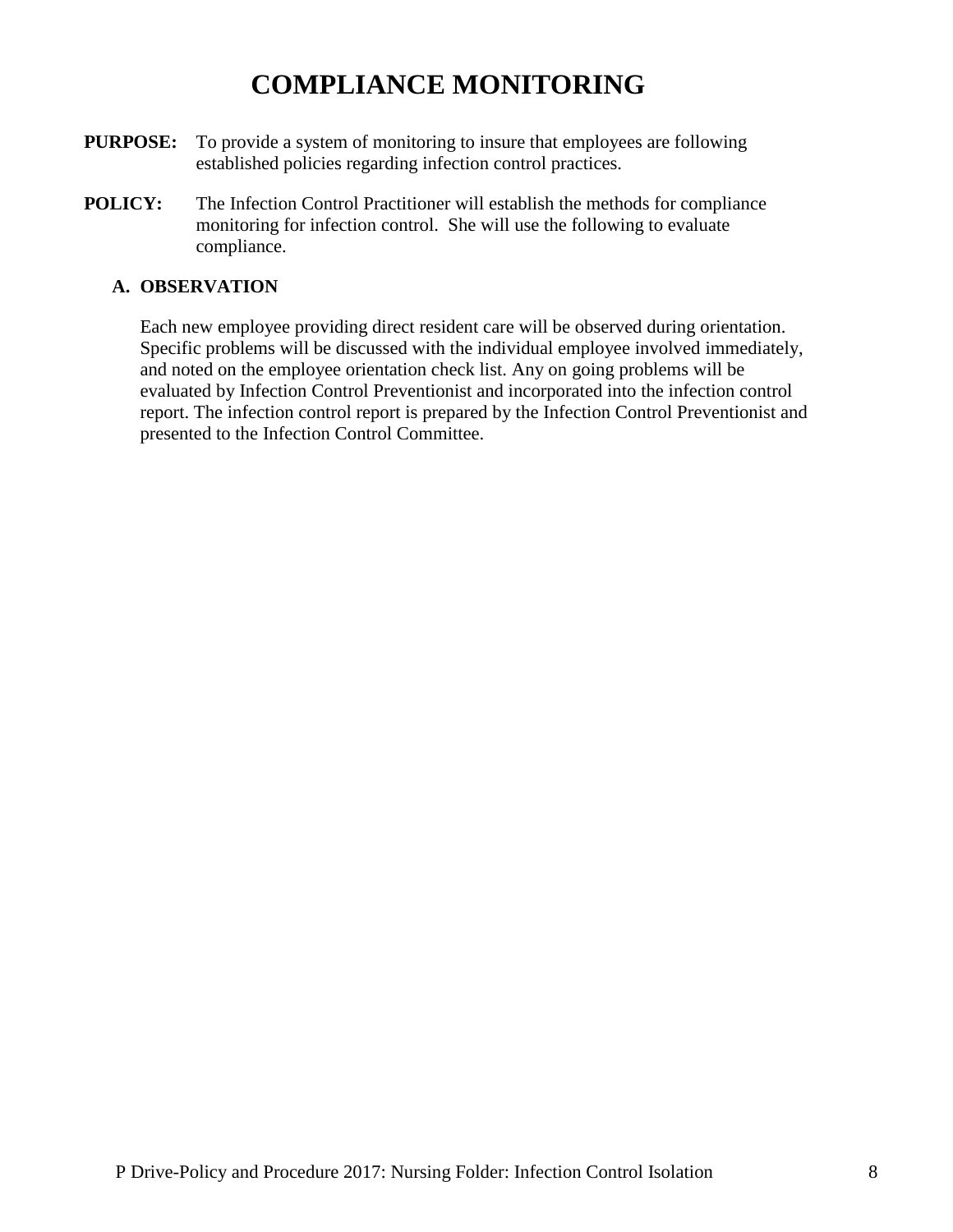# COMPLIANCE MONITORING

**PURPOSE:** To provide a system of monitoring to insure that employees are following established policies regarding infection control practices.

**POLICY:** The Infection Control Practitioner will establish the methods for compliance monitoring for infection control. She will use the following to evaluate compliance.

**A. OBSERVATION**

Each new employee providing direct resident care will be observed during orientation. Specific problems will be discussed with the individual employee involved immediately, and noted on the employee orientation check list. Any on going problems will be evaluated by Infection Control Preventionist and incorporated into the infection control report. The infection control report is prepared by the Infection Control Preventionist and presented to the Infection Control Committee.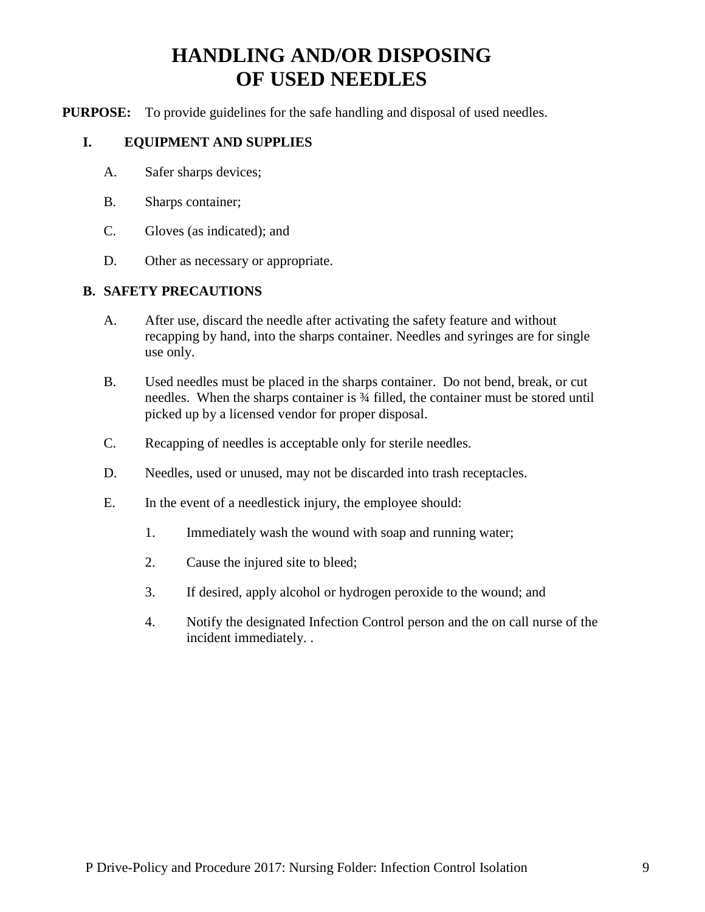# HANDLING AND/OR DISPOSING OF USED NEEDLES

**PURPOSE:** To provide guidelines for the safe handling and disposal of used needles.

## I. EQUIPMENT AND SUPPLIES

A. Safer sharps devices;

B. Sharps container;

C. Gloves (as indicated); and

D. Other as necessary or appropriate.

## B. SAFETY PRECAUTIONS

A. After use, discard the needle after activating the safety feature and without recapping by hand, into the sharps container. Needles and syringes are for single use only.

B. Used needles must be placed in the sharps container. Do not bend, break, or cut needles. When the sharps container is ¾ filled, the container must be stored until picked up by a licensed vendor for proper disposal.

C. Recapping of needles is acceptable only for sterile needles.

D. Needles, used or unused, may not be discarded into trash receptacles.

E. In the event of a needlestick injury, the employee should:

1. Immediately wash the wound with soap and running water;
2. Cause the injured site to bleed;
3. If desired, apply alcohol or hydrogen peroxide to the wound; and
4. Notify the designated Infection Control person and the on call nurse of the incident immediately. .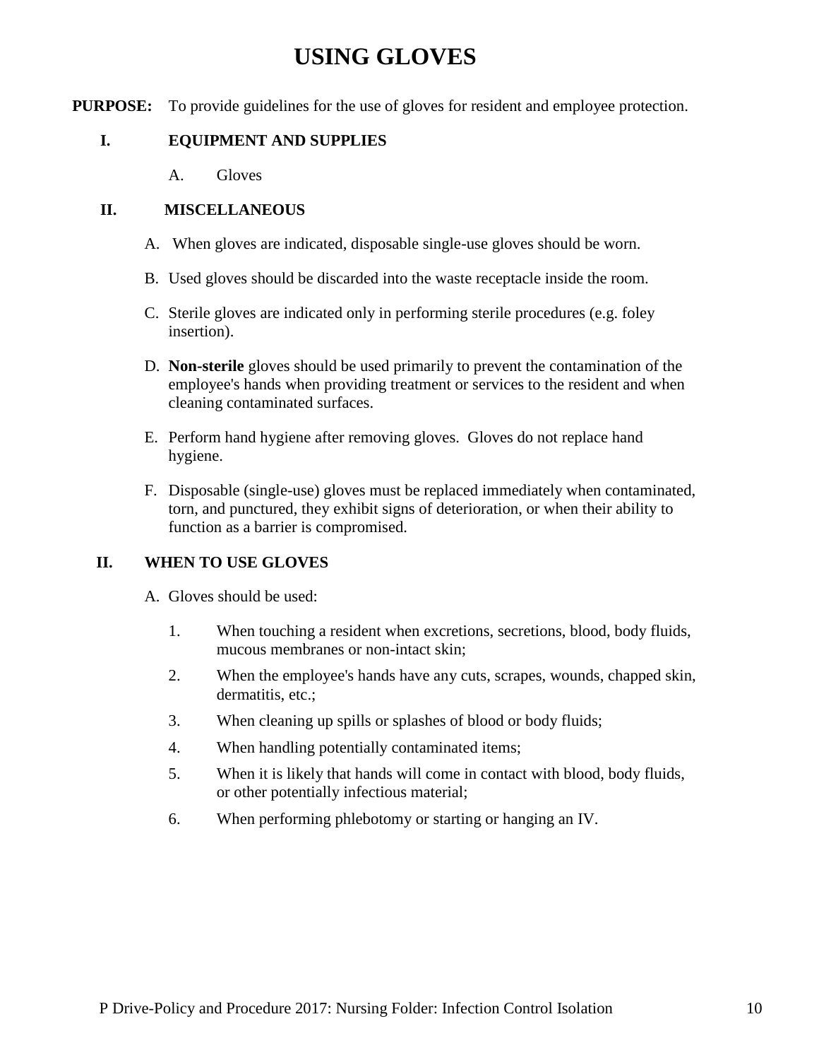# USING GLOVES

**PURPOSE:** To provide guidelines for the use of gloves for resident and employee protection.

## I. EQUIPMENT AND SUPPLIES

A. Gloves

## II. MISCELLANEOUS

A. When gloves are indicated, disposable single-use gloves should be worn.

B. Used gloves should be discarded into the waste receptacle inside the room.

C. Sterile gloves are indicated only in performing sterile procedures (e.g. foley insertion).

D. **Non-sterile** gloves should be used primarily to prevent the contamination of the employee's hands when providing treatment or services to the resident and when cleaning contaminated surfaces.

E. Perform hand hygiene after removing gloves. Gloves do not replace hand hygiene.

F. Disposable (single-use) gloves must be replaced immediately when contaminated, torn, and punctured, they exhibit signs of deterioration, or when their ability to function as a barrier is compromised.

## II. WHEN TO USE GLOVES

A. Gloves should be used:

1. When touching a resident when excretions, secretions, blood, body fluids, mucous membranes or non-intact skin;
2. When the employee's hands have any cuts, scrapes, wounds, chapped skin, dermatitis, etc.;
3. When cleaning up spills or splashes of blood or body fluids;
4. When handling potentially contaminated items;
5. When it is likely that hands will come in contact with blood, body fluids, or other potentially infectious material;
6. When performing phlebotomy or starting or hanging an IV.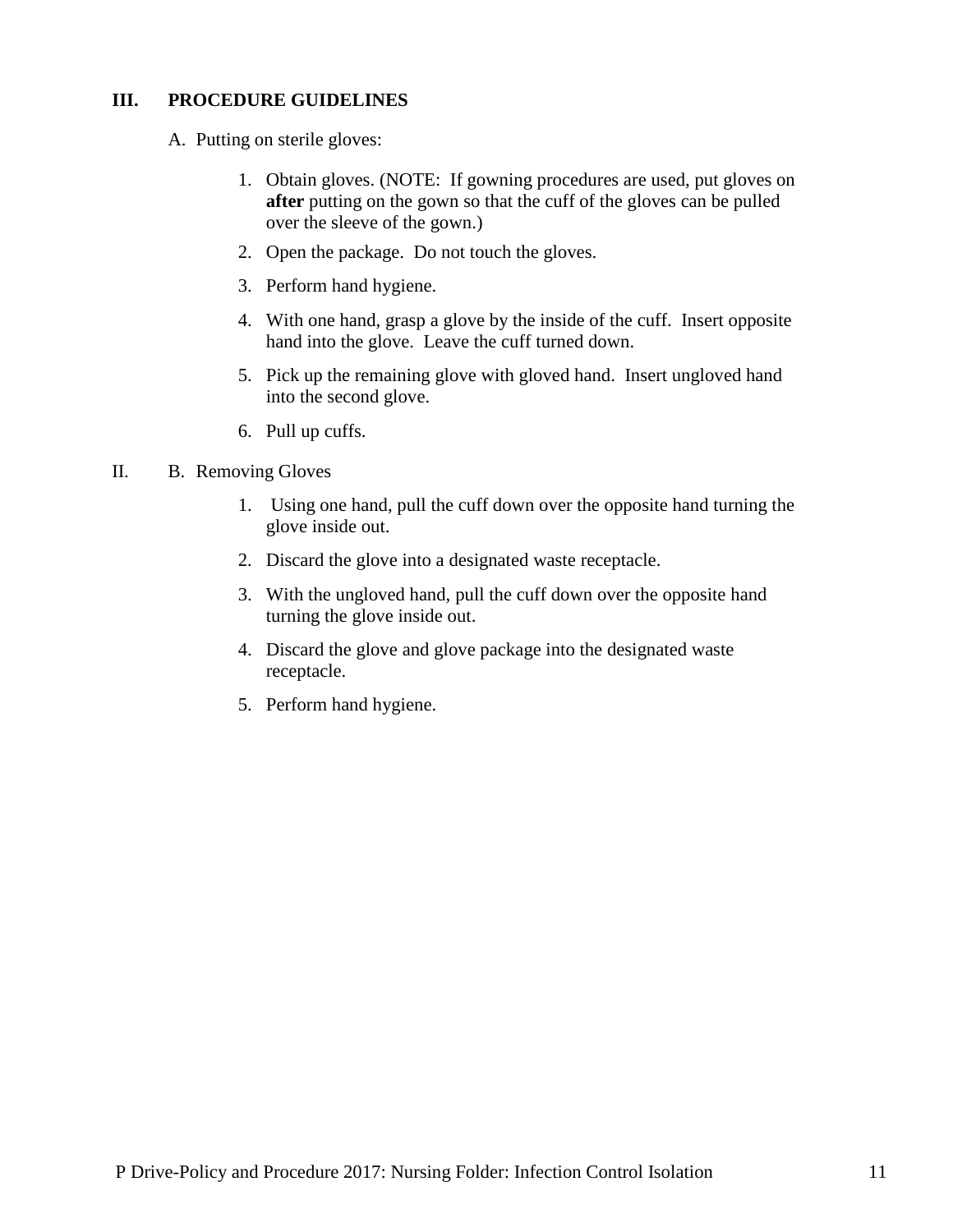## III. PROCEDURE GUIDELINES

A. Putting on sterile gloves:

1. Obtain gloves. (NOTE: If gowning procedures are used, put gloves on **after** putting on the gown so that the cuff of the gloves can be pulled over the sleeve of the gown.)
2. Open the package. Do not touch the gloves.
3. Perform hand hygiene.
4. With one hand, grasp a glove by the inside of the cuff. Insert opposite hand into the glove. Leave the cuff turned down.
5. Pick up the remaining glove with gloved hand. Insert ungloved hand into the second glove.
6. Pull up cuffs.

II. B. Removing Gloves

1. Using one hand, pull the cuff down over the opposite hand turning the glove inside out.
2. Discard the glove into a designated waste receptacle.
3. With the ungloved hand, pull the cuff down over the opposite hand turning the glove inside out.
4. Discard the glove and glove package into the designated waste receptacle.
5. Perform hand hygiene.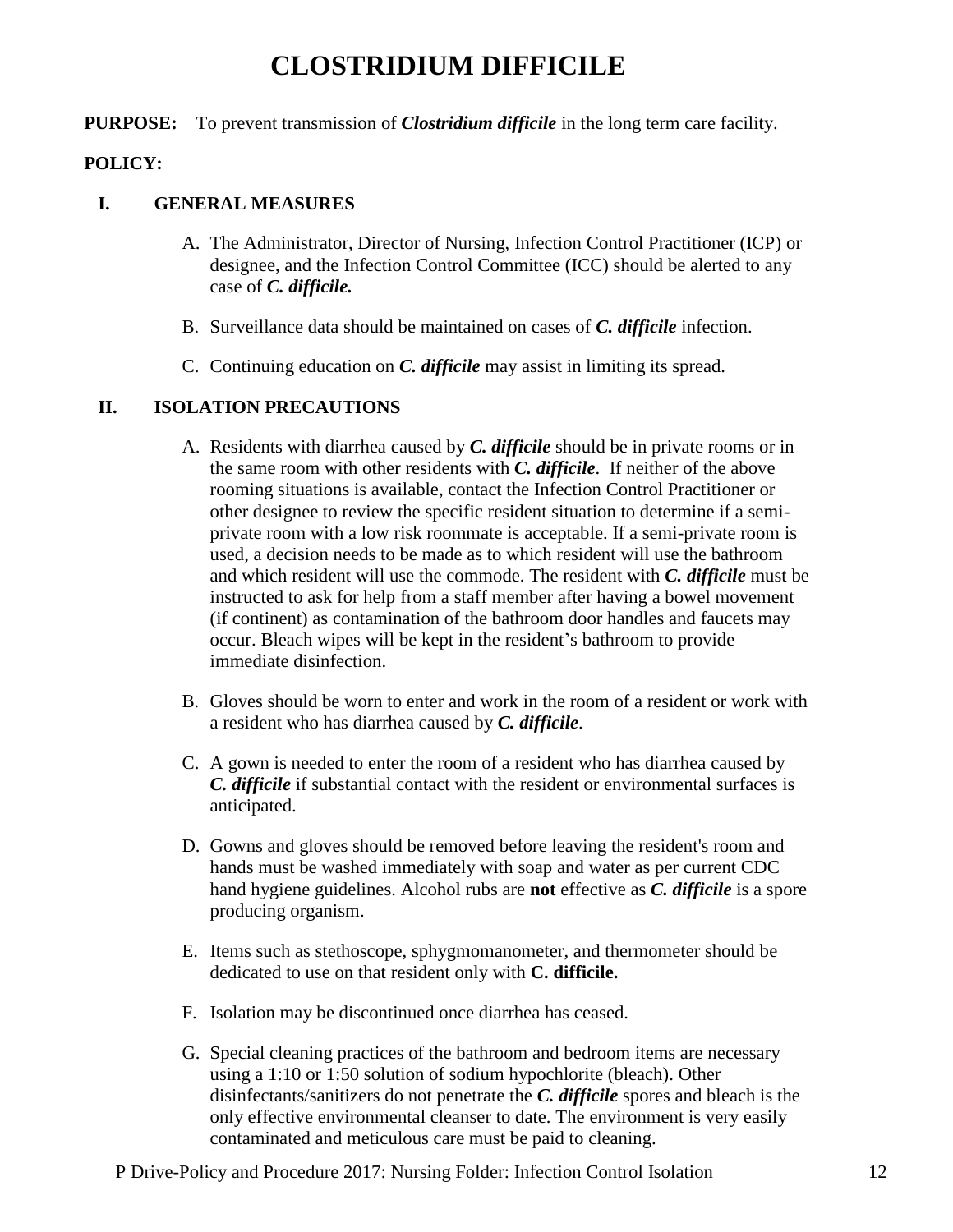# CLOSTRIDIUM DIFFICILE

**PURPOSE:** To prevent transmission of ***Clostridium difficile*** in the long term care facility.

**POLICY:**

## I. GENERAL MEASURES

A. The Administrator, Director of Nursing, Infection Control Practitioner (ICP) or designee, and the Infection Control Committee (ICC) should be alerted to any case of ***C. difficile.***

B. Surveillance data should be maintained on cases of ***C. difficile*** infection.

C. Continuing education on ***C. difficile*** may assist in limiting its spread.

## II. ISOLATION PRECAUTIONS

A. Residents with diarrhea caused by ***C. difficile*** should be in private rooms or in the same room with other residents with ***C. difficile***. If neither of the above rooming situations is available, contact the Infection Control Practitioner or other designee to review the specific resident situation to determine if a semi-private room with a low risk roommate is acceptable. If a semi-private room is used, a decision needs to be made as to which resident will use the bathroom and which resident will use the commode. The resident with ***C. difficile*** must be instructed to ask for help from a staff member after having a bowel movement (if continent) as contamination of the bathroom door handles and faucets may occur. Bleach wipes will be kept in the resident's bathroom to provide immediate disinfection.

B. Gloves should be worn to enter and work in the room of a resident or work with a resident who has diarrhea caused by ***C. difficile***.

C. A gown is needed to enter the room of a resident who has diarrhea caused by ***C. difficile*** if substantial contact with the resident or environmental surfaces is anticipated.

D. Gowns and gloves should be removed before leaving the resident's room and hands must be washed immediately with soap and water as per current CDC hand hygiene guidelines. Alcohol rubs are **not** effective as ***C. difficile*** is a spore producing organism.

E. Items such as stethoscope, sphygmomanometer, and thermometer should be dedicated to use on that resident only with **C. difficile.**

F. Isolation may be discontinued once diarrhea has ceased.

G. Special cleaning practices of the bathroom and bedroom items are necessary using a 1:10 or 1:50 solution of sodium hypochlorite (bleach). Other disinfectants/sanitizers do not penetrate the ***C. difficile*** spores and bleach is the only effective environmental cleanser to date. The environment is very easily contaminated and meticulous care must be paid to cleaning.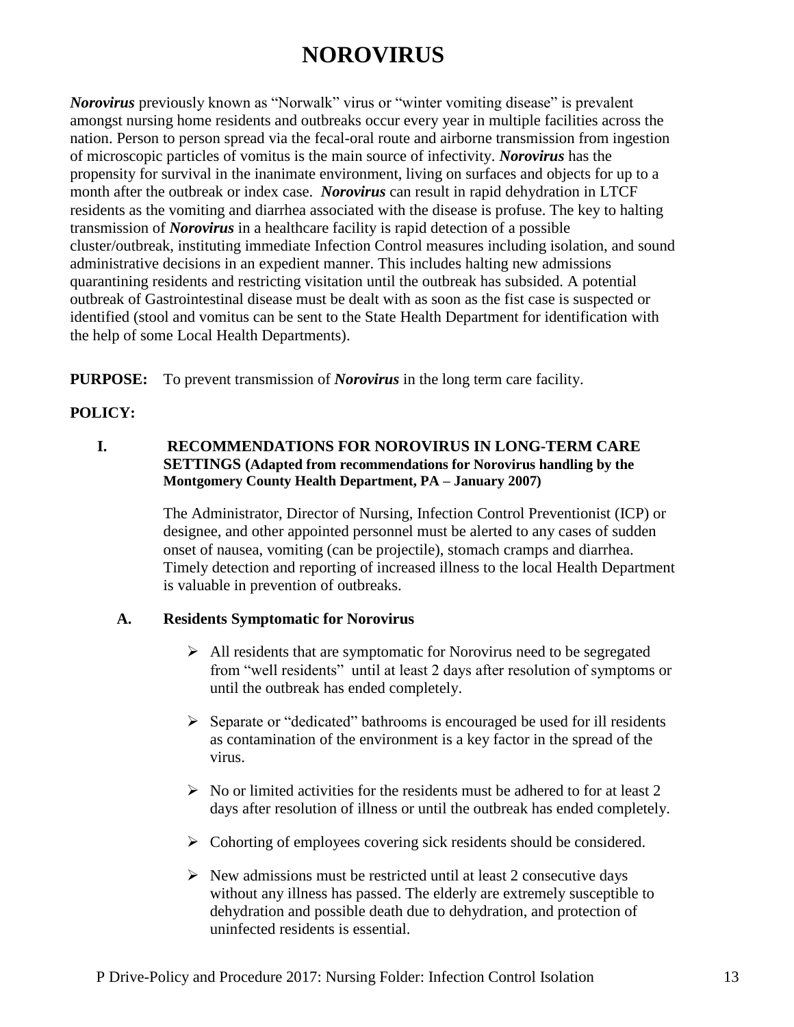# NOROVIRUS

***Norovirus*** previously known as "Norwalk" virus or "winter vomiting disease" is prevalent amongst nursing home residents and outbreaks occur every year in multiple facilities across the nation. Person to person spread via the fecal-oral route and airborne transmission from ingestion of microscopic particles of vomitus is the main source of infectivity. ***Norovirus*** has the propensity for survival in the inanimate environment, living on surfaces and objects for up to a month after the outbreak or index case. ***Norovirus*** can result in rapid dehydration in LTCF residents as the vomiting and diarrhea associated with the disease is profuse. The key to halting transmission of ***Norovirus*** in a healthcare facility is rapid detection of a possible cluster/outbreak, instituting immediate Infection Control measures including isolation, and sound administrative decisions in an expedient manner. This includes halting new admissions quarantining residents and restricting visitation until the outbreak has subsided. A potential outbreak of Gastrointestinal disease must be dealt with as soon as the fist case is suspected or identified (stool and vomitus can be sent to the State Health Department for identification with the help of some Local Health Departments).

**PURPOSE:** To prevent transmission of ***Norovirus*** in the long term care facility.

**POLICY:**

## I. RECOMMENDATIONS FOR NOROVIRUS IN LONG-TERM CARE SETTINGS (Adapted from recommendations for Norovirus handling by the Montgomery County Health Department, PA – January 2007)

The Administrator, Director of Nursing, Infection Control Preventionist (ICP) or designee, and other appointed personnel must be alerted to any cases of sudden onset of nausea, vomiting (can be projectile), stomach cramps and diarrhea. Timely detection and reporting of increased illness to the local Health Department is valuable in prevention of outbreaks.

### A. Residents Symptomatic for Norovirus

- All residents that are symptomatic for Norovirus need to be segregated from "well residents" until at least 2 days after resolution of symptoms or until the outbreak has ended completely.
- Separate or "dedicated" bathrooms is encouraged be used for ill residents as contamination of the environment is a key factor in the spread of the virus.
- No or limited activities for the residents must be adhered to for at least 2 days after resolution of illness or until the outbreak has ended completely.
- Cohorting of employees covering sick residents should be considered.
- New admissions must be restricted until at least 2 consecutive days without any illness has passed. The elderly are extremely susceptible to dehydration and possible death due to dehydration, and protection of uninfected residents is essential.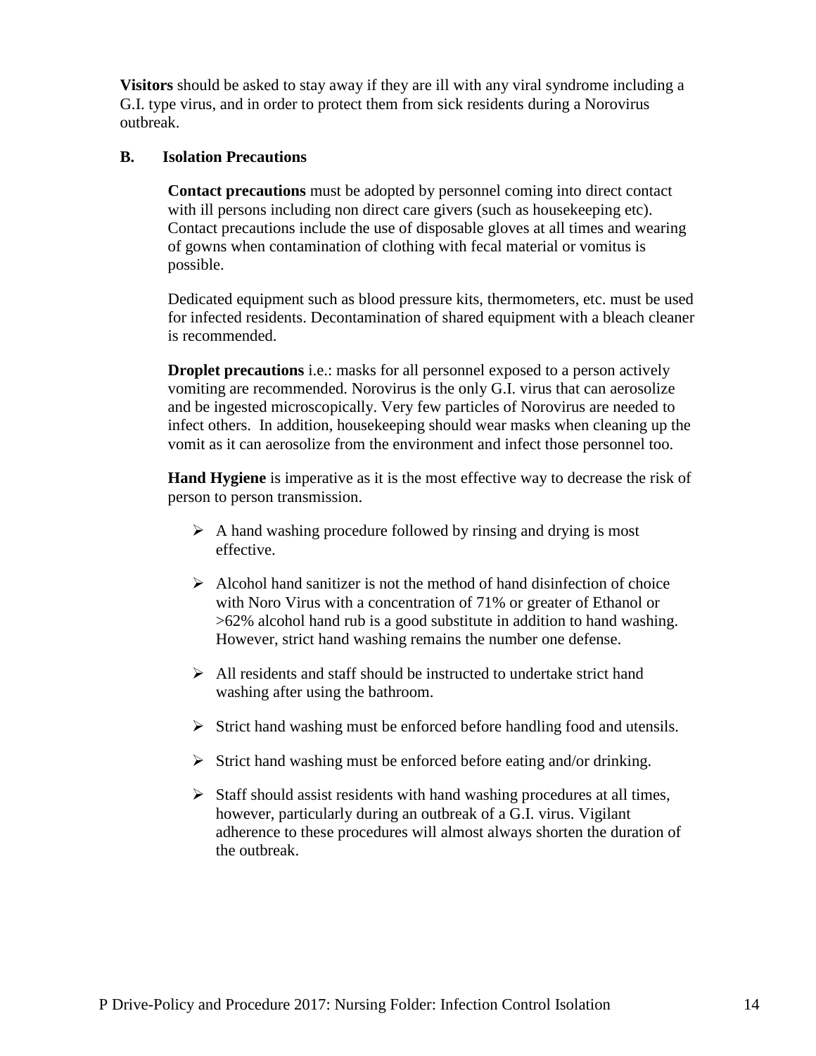**Visitors** should be asked to stay away if they are ill with any viral syndrome including a G.I. type virus, and in order to protect them from sick residents during a Norovirus outbreak.

### B. Isolation Precautions

**Contact precautions** must be adopted by personnel coming into direct contact with ill persons including non direct care givers (such as housekeeping etc). Contact precautions include the use of disposable gloves at all times and wearing of gowns when contamination of clothing with fecal material or vomitus is possible.

Dedicated equipment such as blood pressure kits, thermometers, etc. must be used for infected residents. Decontamination of shared equipment with a bleach cleaner is recommended.

**Droplet precautions** i.e.: masks for all personnel exposed to a person actively vomiting are recommended. Norovirus is the only G.I. virus that can aerosolize and be ingested microscopically. Very few particles of Norovirus are needed to infect others. In addition, housekeeping should wear masks when cleaning up the vomit as it can aerosolize from the environment and infect those personnel too.

**Hand Hygiene** is imperative as it is the most effective way to decrease the risk of person to person transmission.

- A hand washing procedure followed by rinsing and drying is most effective.
- Alcohol hand sanitizer is not the method of hand disinfection of choice with Noro Virus with a concentration of 71% or greater of Ethanol or >62% alcohol hand rub is a good substitute in addition to hand washing. However, strict hand washing remains the number one defense.
- All residents and staff should be instructed to undertake strict hand washing after using the bathroom.
- Strict hand washing must be enforced before handling food and utensils.
- Strict hand washing must be enforced before eating and/or drinking.
- Staff should assist residents with hand washing procedures at all times, however, particularly during an outbreak of a G.I. virus. Vigilant adherence to these procedures will almost always shorten the duration of the outbreak.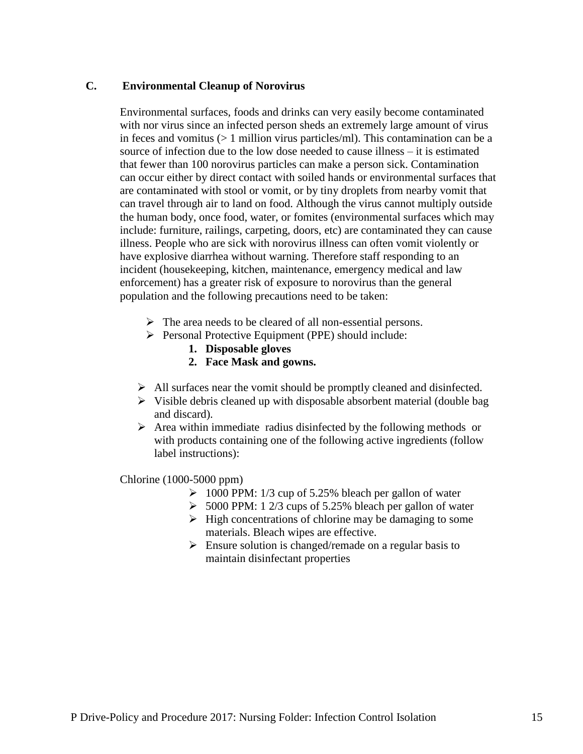### C. Environmental Cleanup of Norovirus

Environmental surfaces, foods and drinks can very easily become contaminated with nor virus since an infected person sheds an extremely large amount of virus in feces and vomitus (> 1 million virus particles/ml). This contamination can be a source of infection due to the low dose needed to cause illness – it is estimated that fewer than 100 norovirus particles can make a person sick. Contamination can occur either by direct contact with soiled hands or environmental surfaces that are contaminated with stool or vomit, or by tiny droplets from nearby vomit that can travel through air to land on food. Although the virus cannot multiply outside the human body, once food, water, or fomites (environmental surfaces which may include: furniture, railings, carpeting, doors, etc) are contaminated they can cause illness. People who are sick with norovirus illness can often vomit violently or have explosive diarrhea without warning. Therefore staff responding to an incident (housekeeping, kitchen, maintenance, emergency medical and law enforcement) has a greater risk of exposure to norovirus than the general population and the following precautions need to be taken:

- The area needs to be cleared of all non-essential persons.
- Personal Protective Equipment (PPE) should include:
  1. **Disposable gloves**
  2. **Face Mask and gowns.**

- All surfaces near the vomit should be promptly cleaned and disinfected.
- Visible debris cleaned up with disposable absorbent material (double bag and discard).
- Area within immediate radius disinfected by the following methods or with products containing one of the following active ingredients (follow label instructions):

Chlorine (1000-5000 ppm)

- 1000 PPM: 1/3 cup of 5.25% bleach per gallon of water
- 5000 PPM: 1 2/3 cups of 5.25% bleach per gallon of water
- High concentrations of chlorine may be damaging to some materials. Bleach wipes are effective.
- Ensure solution is changed/remade on a regular basis to maintain disinfectant properties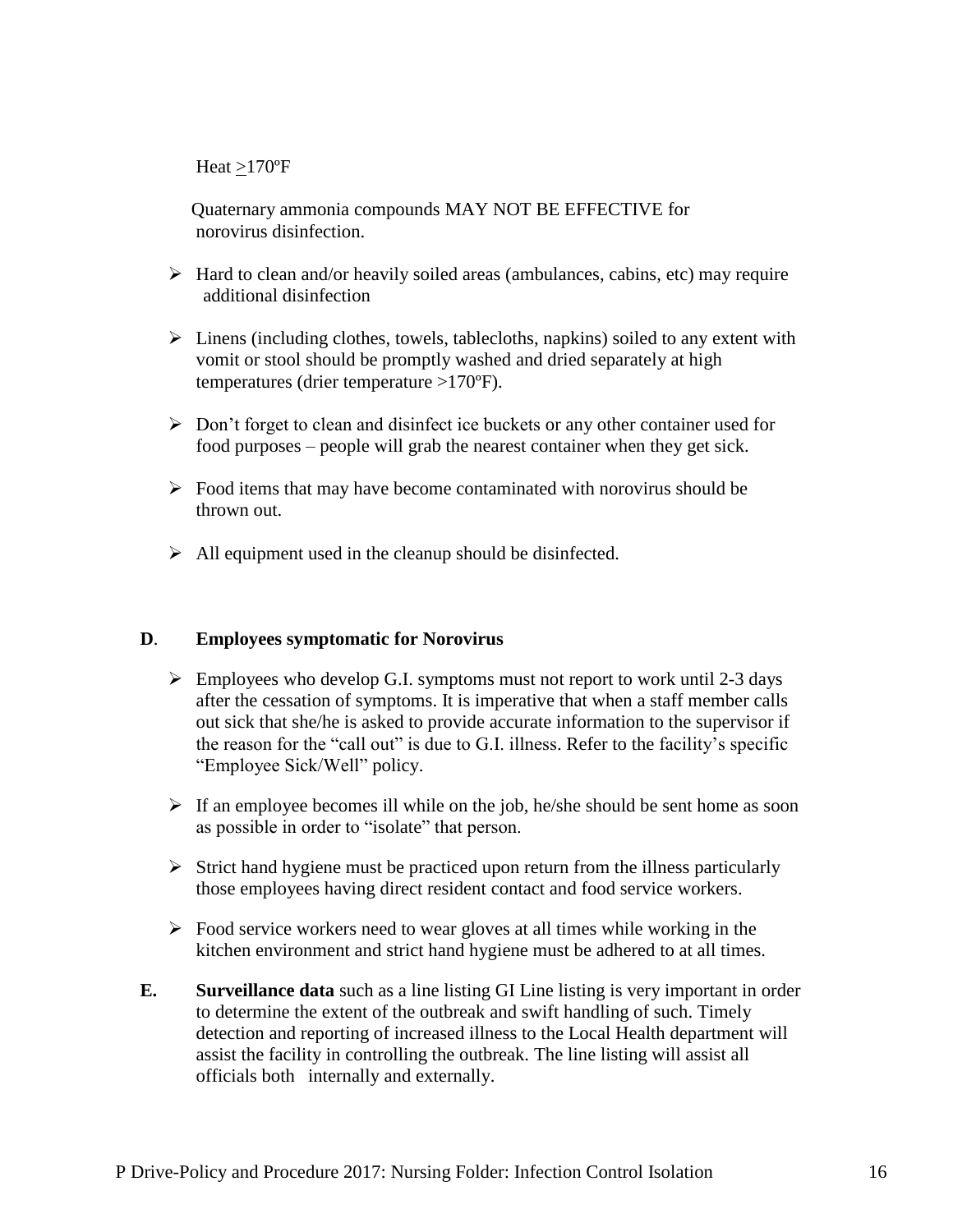Heat ≥170ºF

Quaternary ammonia compounds MAY NOT BE EFFECTIVE for norovirus disinfection.

- Hard to clean and/or heavily soiled areas (ambulances, cabins, etc) may require additional disinfection
- Linens (including clothes, towels, tablecloths, napkins) soiled to any extent with vomit or stool should be promptly washed and dried separately at high temperatures (drier temperature >170ºF).
- Don't forget to clean and disinfect ice buckets or any other container used for food purposes – people will grab the nearest container when they get sick.
- Food items that may have become contaminated with norovirus should be thrown out.
- All equipment used in the cleanup should be disinfected.

**D**. **Employees symptomatic for Norovirus**

- Employees who develop G.I. symptoms must not report to work until 2-3 days after the cessation of symptoms. It is imperative that when a staff member calls out sick that she/he is asked to provide accurate information to the supervisor if the reason for the "call out" is due to G.I. illness. Refer to the facility's specific "Employee Sick/Well" policy.
- If an employee becomes ill while on the job, he/she should be sent home as soon as possible in order to "isolate" that person.
- Strict hand hygiene must be practiced upon return from the illness particularly those employees having direct resident contact and food service workers.
- Food service workers need to wear gloves at all times while working in the kitchen environment and strict hand hygiene must be adhered to at all times.

**E.** **Surveillance data** such as a line listing GI Line listing is very important in order to determine the extent of the outbreak and swift handling of such. Timely detection and reporting of increased illness to the Local Health department will assist the facility in controlling the outbreak. The line listing will assist all officials both internally and externally.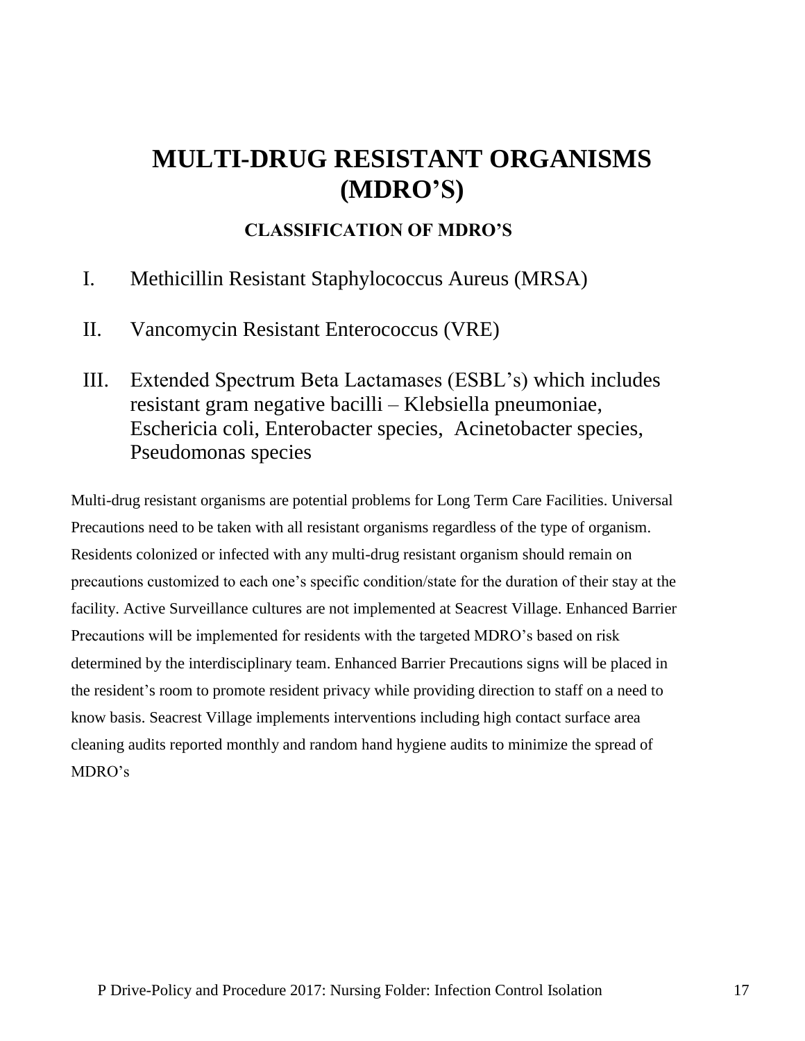# MULTI-DRUG RESISTANT ORGANISMS (MDRO'S)

### CLASSIFICATION OF MDRO'S

I. Methicillin Resistant Staphylococcus Aureus (MRSA)

II. Vancomycin Resistant Enterococcus (VRE)

III. Extended Spectrum Beta Lactamases (ESBL's) which includes resistant gram negative bacilli – Klebsiella pneumoniae, Eschericia coli, Enterobacter species, Acinetobacter species, Pseudomonas species

Multi-drug resistant organisms are potential problems for Long Term Care Facilities. Universal Precautions need to be taken with all resistant organisms regardless of the type of organism. Residents colonized or infected with any multi-drug resistant organism should remain on precautions customized to each one's specific condition/state for the duration of their stay at the facility. Active Surveillance cultures are not implemented at Seacrest Village. Enhanced Barrier Precautions will be implemented for residents with the targeted MDRO's based on risk determined by the interdisciplinary team. Enhanced Barrier Precautions signs will be placed in the resident's room to promote resident privacy while providing direction to staff on a need to know basis. Seacrest Village implements interventions including high contact surface area cleaning audits reported monthly and random hand hygiene audits to minimize the spread of MDRO's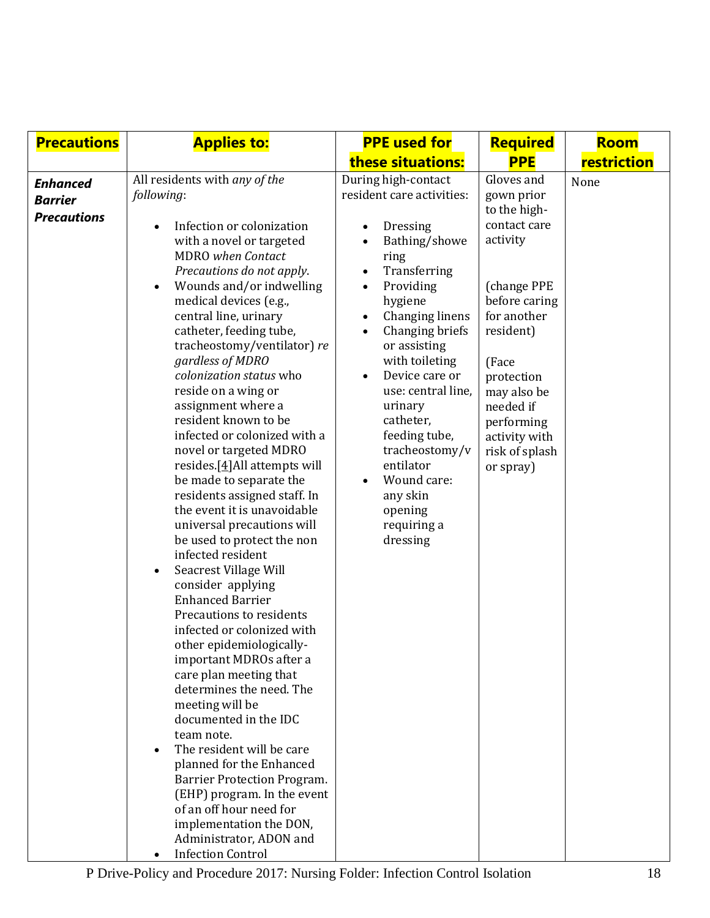| **Precautions** | **Applies to:** | **PPE used for these situations:** | **Required PPE** | **Room restriction** |
|---|---|---|---|---|
| ***Enhanced Barrier Precautions*** | All residents with *any of the following*:<br><br>• Infection or colonization with a novel or targeted MDRO *when Contact Precautions do not apply.*<br>• Wounds and/or indwelling medical devices (e.g., central line, urinary catheter, feeding tube, tracheostomy/ventilator) *regardless of MDRO colonization status* who reside on a wing or assignment where a resident known to be infected or colonized with a novel or targeted MDRO resides.[4]All attempts will be made to separate the residents assigned staff. In the event it is unavoidable universal precautions will be used to protect the non infected resident<br>• Seacrest Village Will consider applying Enhanced Barrier Precautions to residents infected or colonized with other epidemiologically-important MDROs after a care plan meeting that determines the need. The meeting will be documented in the IDC team note.<br>• The resident will be care planned for the Enhanced Barrier Protection Program. (EHP) program. In the event of an off hour need for implementation the DON, Administrator, ADON and<br>• Infection Control | During high-contact resident care activities:<br><br>• Dressing<br>• Bathing/showering<br>• Transferring<br>• Providing hygiene<br>• Changing linens<br>• Changing briefs or assisting with toileting<br>• Device care or use: central line, urinary catheter, feeding tube, tracheostomy/ventilator<br>• Wound care: any skin opening requiring a dressing | Gloves and gown prior to the high-contact care activity<br><br>(change PPE before caring for another resident)<br><br>(Face protection may also be needed if performing activity with risk of splash or spray) | None |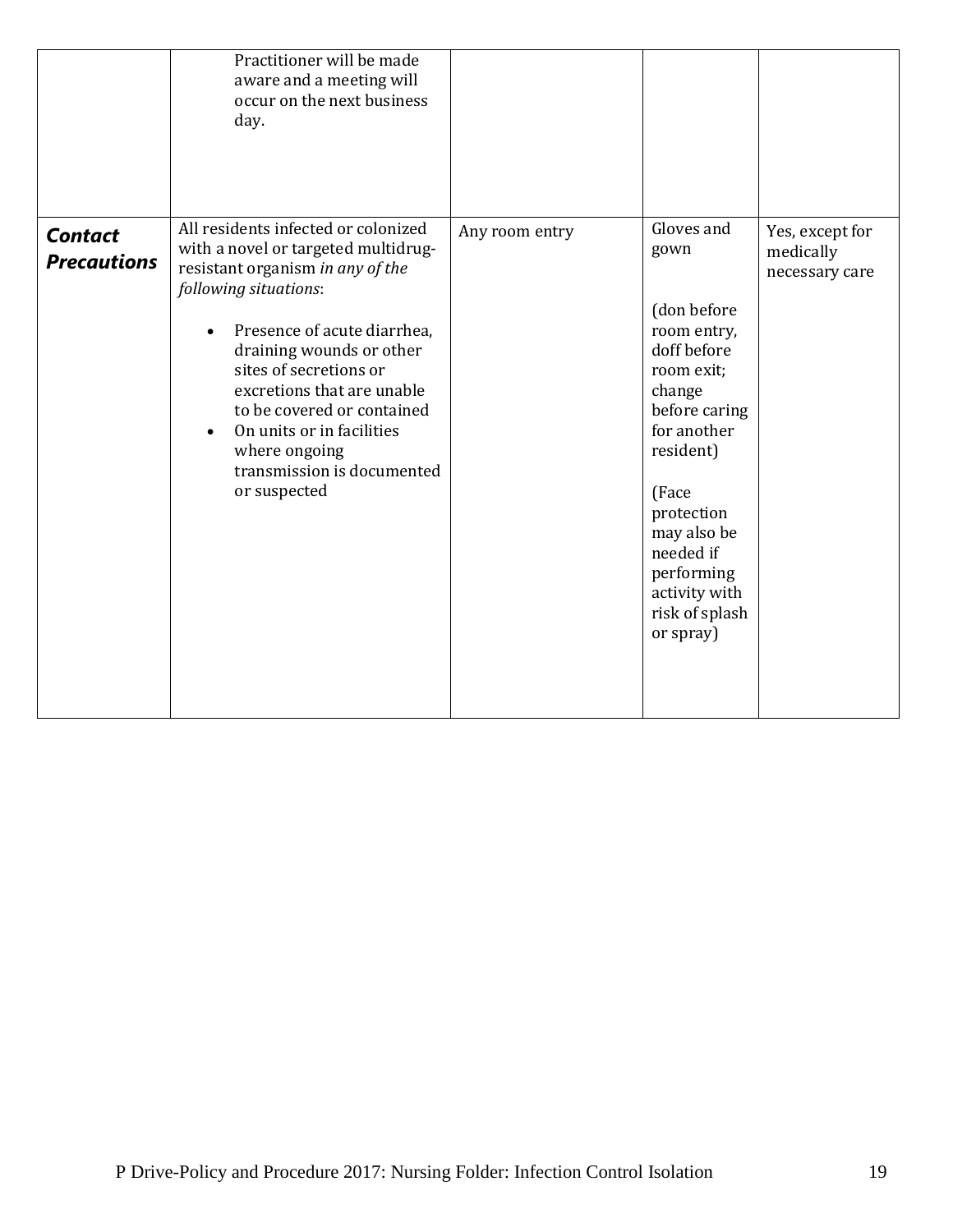| | | | | |
|---|---|---|---|---|
| | Practitioner will be made aware and a meeting will occur on the next business day. | | | |
| ***Contact Precautions*** | All residents infected or colonized with a novel or targeted multidrug-resistant organism *in any of the following situations*:<br><br>• Presence of acute diarrhea, draining wounds or other sites of secretions or excretions that are unable to be covered or contained<br>• On units or in facilities where ongoing transmission is documented or suspected | Any room entry | Gloves and gown<br><br>(don before room entry, doff before room exit; change before caring for another resident)<br><br>(Face protection may also be needed if performing activity with risk of splash or spray) | Yes, except for medically necessary care |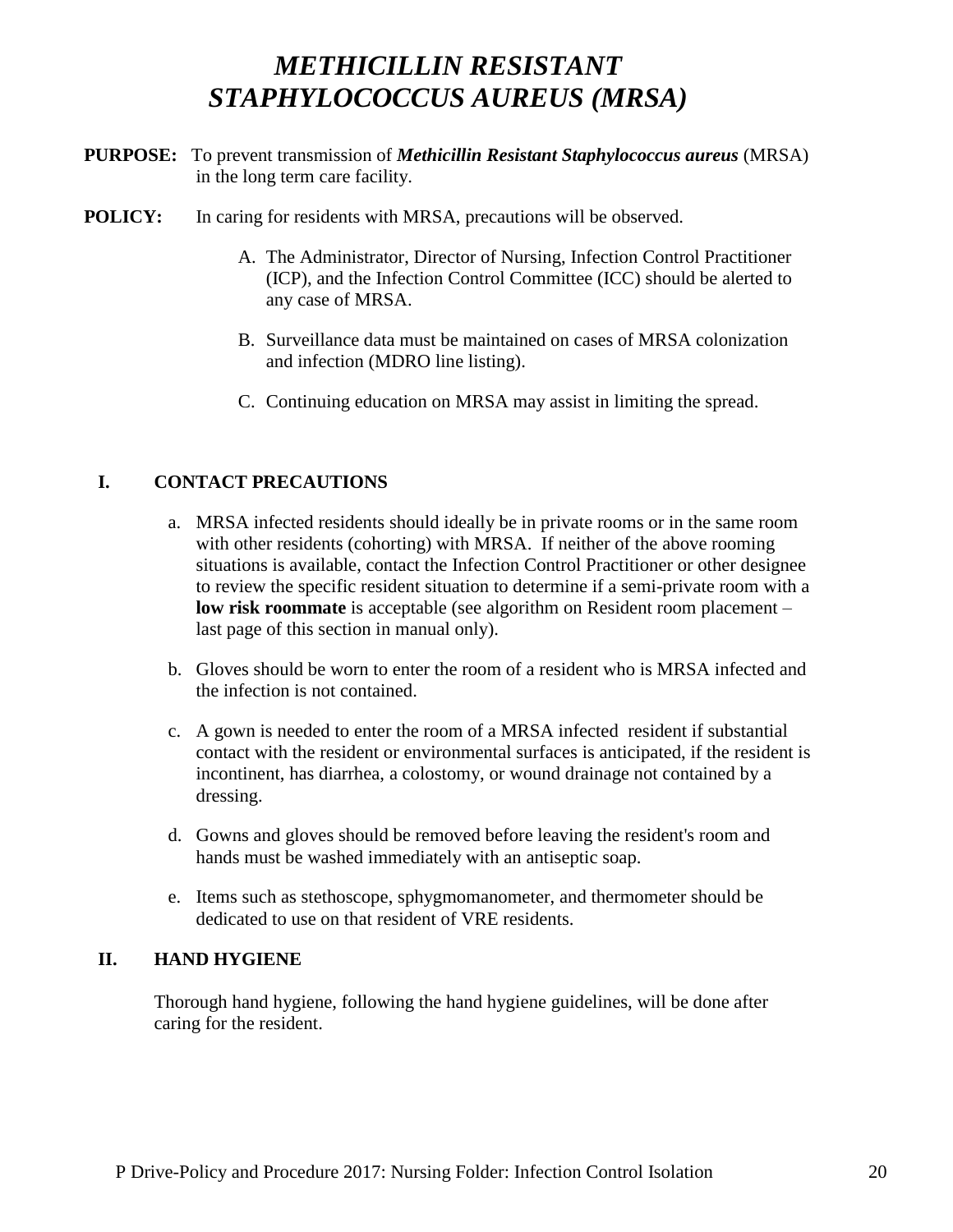# *METHICILLIN RESISTANT STAPHYLOCOCCUS AUREUS (MRSA)*

**PURPOSE:** To prevent transmission of ***Methicillin Resistant Staphylococcus aureus*** (MRSA) in the long term care facility.

**POLICY:** In caring for residents with MRSA, precautions will be observed.

A. The Administrator, Director of Nursing, Infection Control Practitioner (ICP), and the Infection Control Committee (ICC) should be alerted to any case of MRSA.

B. Surveillance data must be maintained on cases of MRSA colonization and infection (MDRO line listing).

C. Continuing education on MRSA may assist in limiting the spread.

## I. CONTACT PRECAUTIONS

a. MRSA infected residents should ideally be in private rooms or in the same room with other residents (cohorting) with MRSA. If neither of the above rooming situations is available, contact the Infection Control Practitioner or other designee to review the specific resident situation to determine if a semi-private room with a **low risk roommate** is acceptable (see algorithm on Resident room placement – last page of this section in manual only).

b. Gloves should be worn to enter the room of a resident who is MRSA infected and the infection is not contained.

c. A gown is needed to enter the room of a MRSA infected resident if substantial contact with the resident or environmental surfaces is anticipated, if the resident is incontinent, has diarrhea, a colostomy, or wound drainage not contained by a dressing.

d. Gowns and gloves should be removed before leaving the resident's room and hands must be washed immediately with an antiseptic soap.

e. Items such as stethoscope, sphygmomanometer, and thermometer should be dedicated to use on that resident of VRE residents.

## II. HAND HYGIENE

Thorough hand hygiene, following the hand hygiene guidelines, will be done after caring for the resident.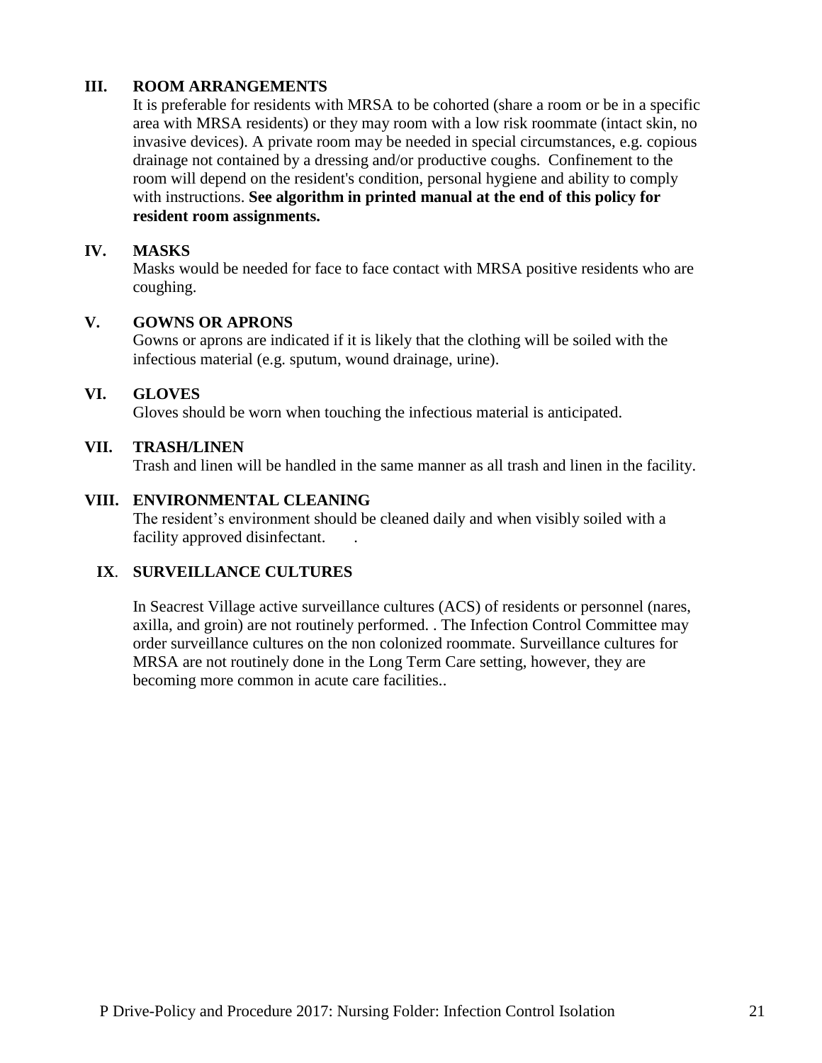### III. ROOM ARRANGEMENTS

It is preferable for residents with MRSA to be cohorted (share a room or be in a specific area with MRSA residents) or they may room with a low risk roommate (intact skin, no invasive devices). A private room may be needed in special circumstances, e.g. copious drainage not contained by a dressing and/or productive coughs. Confinement to the room will depend on the resident's condition, personal hygiene and ability to comply with instructions. **See algorithm in printed manual at the end of this policy for resident room assignments.**

### IV. MASKS

Masks would be needed for face to face contact with MRSA positive residents who are coughing.

### V. GOWNS OR APRONS

Gowns or aprons are indicated if it is likely that the clothing will be soiled with the infectious material (e.g. sputum, wound drainage, urine).

### VI. GLOVES

Gloves should be worn when touching the infectious material is anticipated.

### VII. TRASH/LINEN

Trash and linen will be handled in the same manner as all trash and linen in the facility.

### VIII. ENVIRONMENTAL CLEANING

The resident's environment should be cleaned daily and when visibly soiled with a facility approved disinfectant. .

### IX. SURVEILLANCE CULTURES

In Seacrest Village active surveillance cultures (ACS) of residents or personnel (nares, axilla, and groin) are not routinely performed. . The Infection Control Committee may order surveillance cultures on the non colonized roommate. Surveillance cultures for MRSA are not routinely done in the Long Term Care setting, however, they are becoming more common in acute care facilities..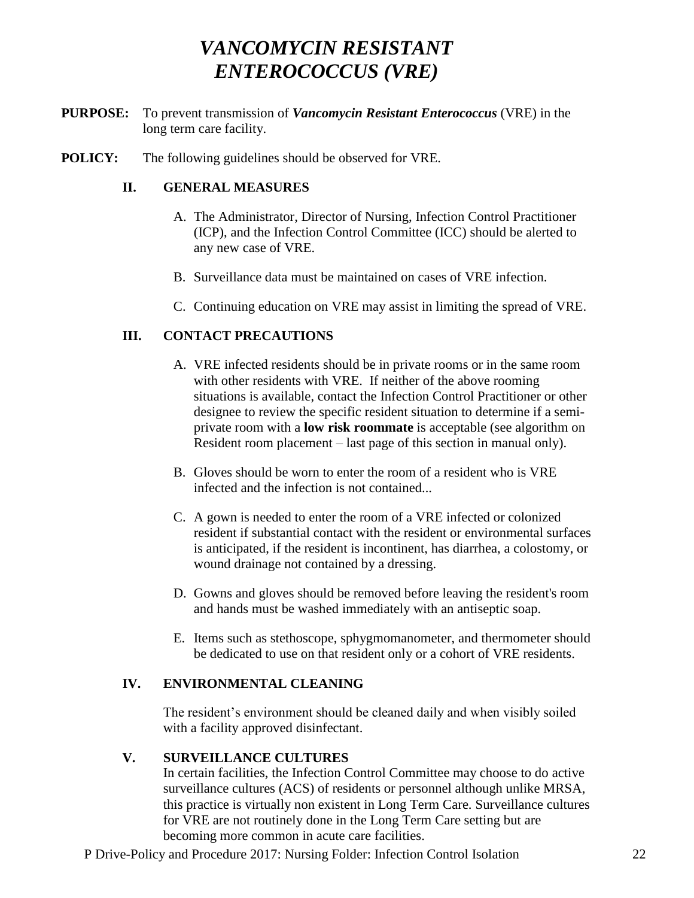# *VANCOMYCIN RESISTANT ENTEROCOCCUS (VRE)*

**PURPOSE:** To prevent transmission of ***Vancomycin Resistant Enterococcus*** (VRE) in the long term care facility.

**POLICY:** The following guidelines should be observed for VRE.

## II. GENERAL MEASURES

A. The Administrator, Director of Nursing, Infection Control Practitioner (ICP), and the Infection Control Committee (ICC) should be alerted to any new case of VRE.

B. Surveillance data must be maintained on cases of VRE infection.

C. Continuing education on VRE may assist in limiting the spread of VRE.

## III. CONTACT PRECAUTIONS

A. VRE infected residents should be in private rooms or in the same room with other residents with VRE. If neither of the above rooming situations is available, contact the Infection Control Practitioner or other designee to review the specific resident situation to determine if a semi-private room with a **low risk roommate** is acceptable (see algorithm on Resident room placement – last page of this section in manual only).

B. Gloves should be worn to enter the room of a resident who is VRE infected and the infection is not contained...

C. A gown is needed to enter the room of a VRE infected or colonized resident if substantial contact with the resident or environmental surfaces is anticipated, if the resident is incontinent, has diarrhea, a colostomy, or wound drainage not contained by a dressing.

D. Gowns and gloves should be removed before leaving the resident's room and hands must be washed immediately with an antiseptic soap.

E. Items such as stethoscope, sphygmomanometer, and thermometer should be dedicated to use on that resident only or a cohort of VRE residents.

## IV. ENVIRONMENTAL CLEANING

The resident's environment should be cleaned daily and when visibly soiled with a facility approved disinfectant.

## V. SURVEILLANCE CULTURES

In certain facilities, the Infection Control Committee may choose to do active surveillance cultures (ACS) of residents or personnel although unlike MRSA, this practice is virtually non existent in Long Term Care. Surveillance cultures for VRE are not routinely done in the Long Term Care setting but are becoming more common in acute care facilities.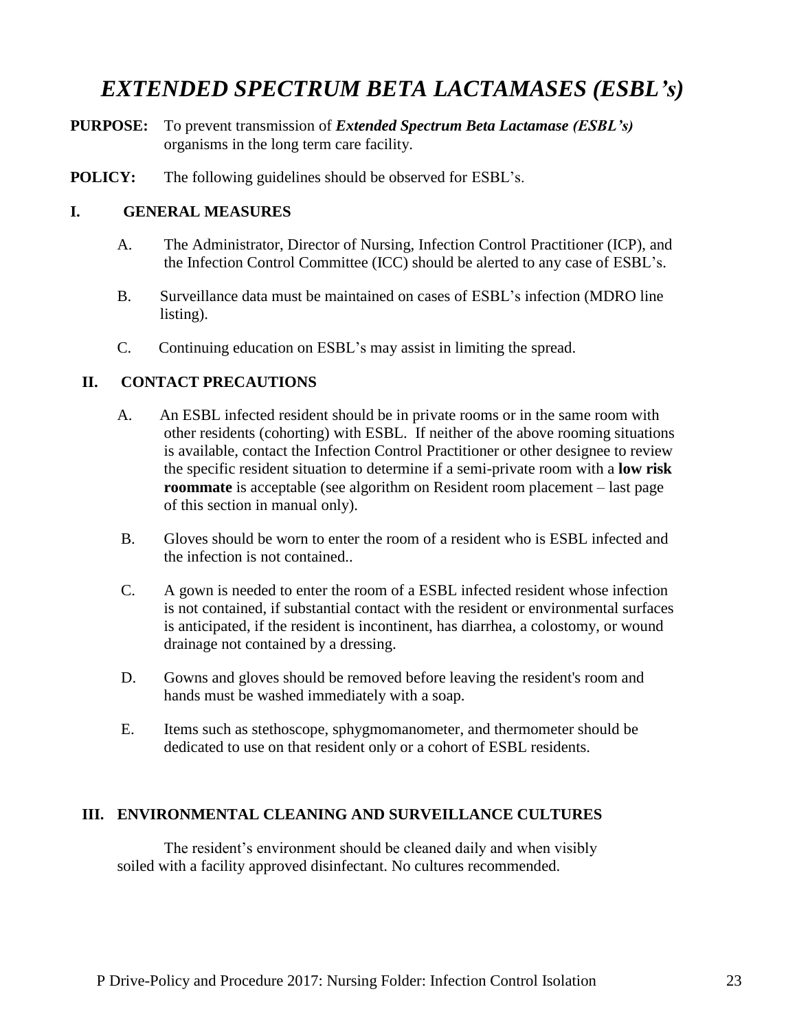# *EXTENDED SPECTRUM BETA LACTAMASES (ESBL's)*

**PURPOSE:** To prevent transmission of ***Extended Spectrum Beta Lactamase (ESBL's)*** organisms in the long term care facility.

**POLICY:** The following guidelines should be observed for ESBL's.

## I. GENERAL MEASURES

A. The Administrator, Director of Nursing, Infection Control Practitioner (ICP), and the Infection Control Committee (ICC) should be alerted to any case of ESBL's.

B. Surveillance data must be maintained on cases of ESBL's infection (MDRO line listing).

C. Continuing education on ESBL's may assist in limiting the spread.

## II. CONTACT PRECAUTIONS

A. An ESBL infected resident should be in private rooms or in the same room with other residents (cohorting) with ESBL. If neither of the above rooming situations is available, contact the Infection Control Practitioner or other designee to review the specific resident situation to determine if a semi-private room with a **low risk roommate** is acceptable (see algorithm on Resident room placement – last page of this section in manual only).

B. Gloves should be worn to enter the room of a resident who is ESBL infected and the infection is not contained..

C. A gown is needed to enter the room of a ESBL infected resident whose infection is not contained, if substantial contact with the resident or environmental surfaces is anticipated, if the resident is incontinent, has diarrhea, a colostomy, or wound drainage not contained by a dressing.

D. Gowns and gloves should be removed before leaving the resident's room and hands must be washed immediately with a soap.

E. Items such as stethoscope, sphygmomanometer, and thermometer should be dedicated to use on that resident only or a cohort of ESBL residents.

## III. ENVIRONMENTAL CLEANING AND SURVEILLANCE CULTURES

The resident's environment should be cleaned daily and when visibly soiled with a facility approved disinfectant. No cultures recommended.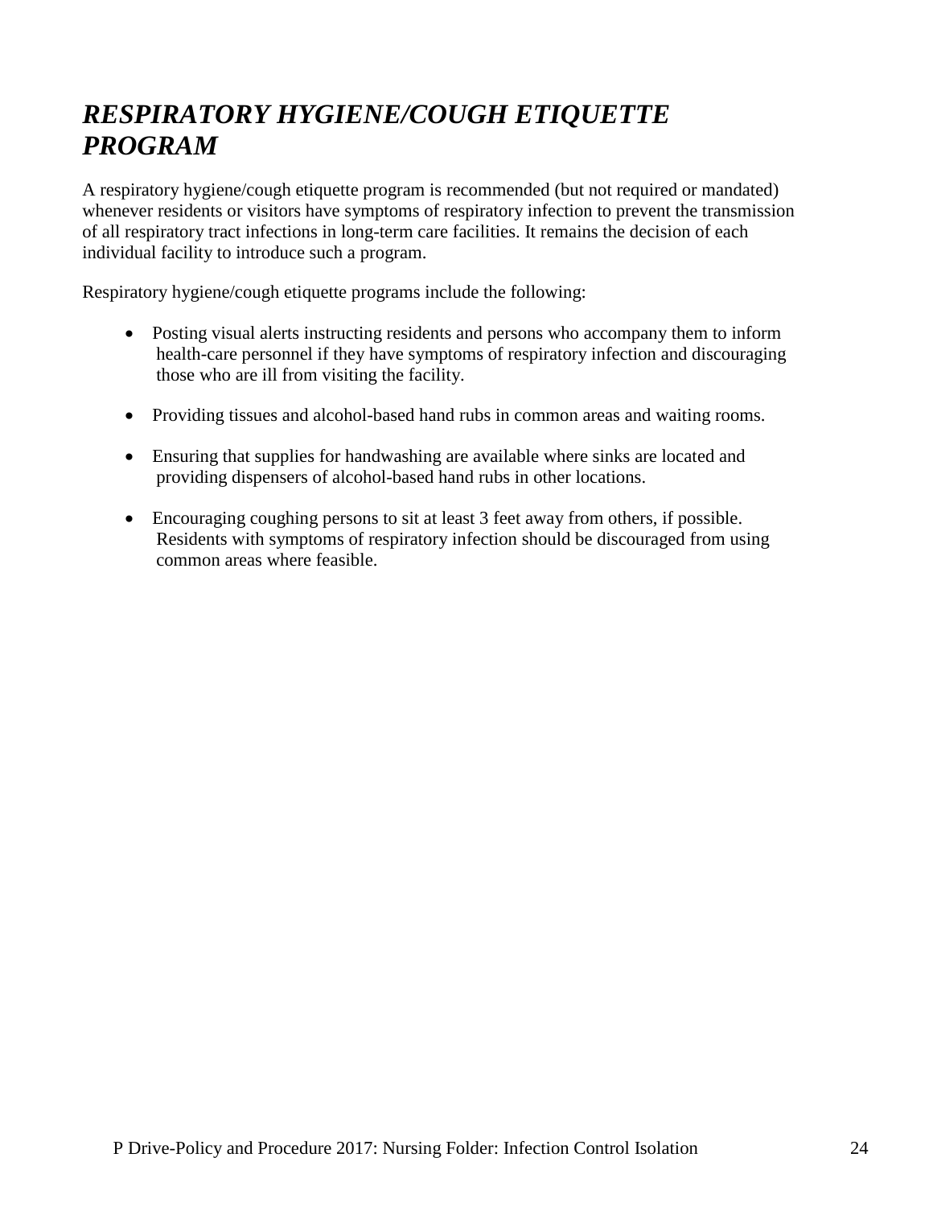# ***RESPIRATORY HYGIENE/COUGH ETIQUETTE PROGRAM***

A respiratory hygiene/cough etiquette program is recommended (but not required or mandated) whenever residents or visitors have symptoms of respiratory infection to prevent the transmission of all respiratory tract infections in long-term care facilities. It remains the decision of each individual facility to introduce such a program.

Respiratory hygiene/cough etiquette programs include the following:

- Posting visual alerts instructing residents and persons who accompany them to inform health-care personnel if they have symptoms of respiratory infection and discouraging those who are ill from visiting the facility.
- Providing tissues and alcohol-based hand rubs in common areas and waiting rooms.
- Ensuring that supplies for handwashing are available where sinks are located and providing dispensers of alcohol-based hand rubs in other locations.
- Encouraging coughing persons to sit at least 3 feet away from others, if possible. Residents with symptoms of respiratory infection should be discouraged from using common areas where feasible.